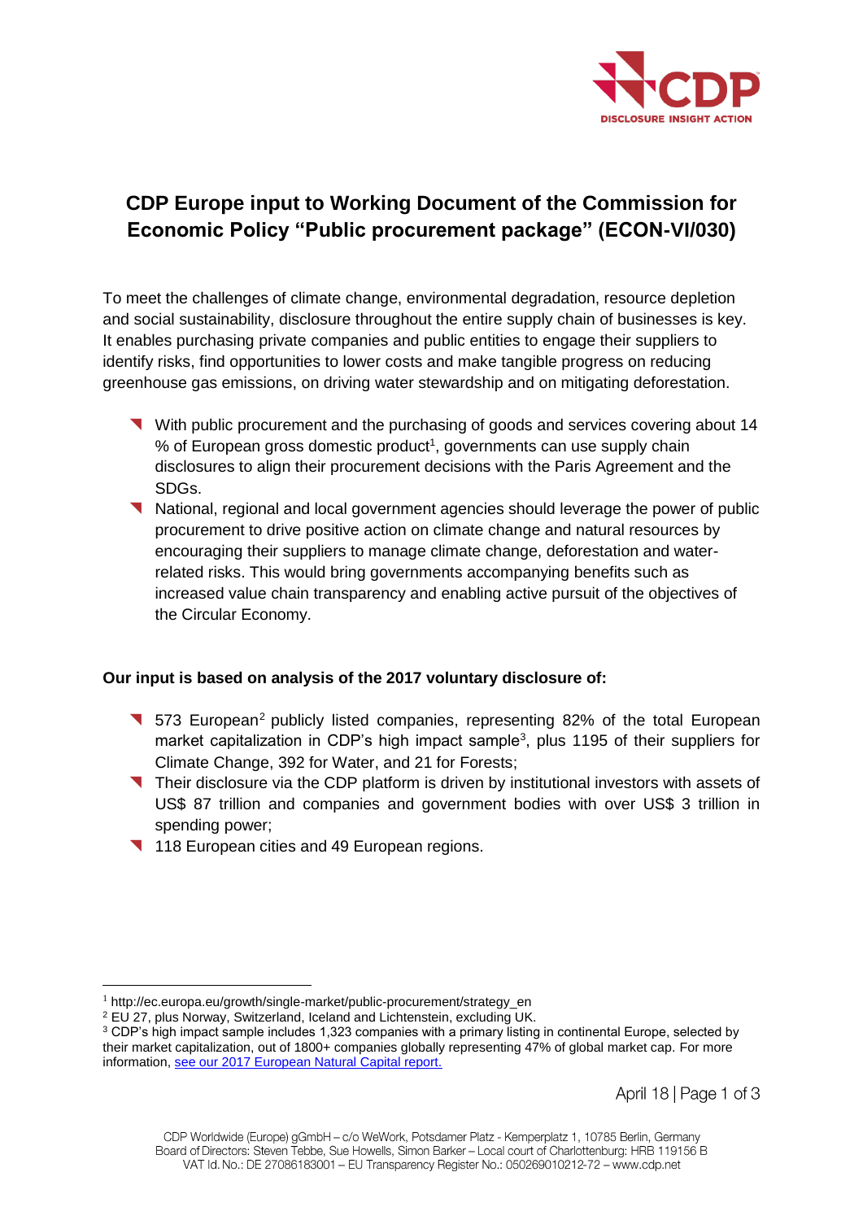# CDP Europe input to Working Document of the Commission for Economic Policy "Public procurement package" (ECON-VI/030)

To meet the challenges of climate change, environmental degradation, resource depletion and social sustainability, disclosure throughout the entire supply chain of businesses is key. It enables purchasing private companies and public entities to engage their suppliers to identify risks, find opportunities to lower costs and make tangible progress on reducing greenhouse gas emissions, on driving water stewardship and on mitigating deforestation.

- With public procurement and the purchasing of goods and services covering about 14 % of European gross domestic product[1], governments can use supply chain disclosures to align their procurement decisions with the Paris Agreement and the SDGs.
- National, regional and local government agencies should leverage the power of public procurement to drive positive action on climate change and natural resources by encouraging their suppliers to manage climate change, deforestation and water-related risks. This would bring governments accompanying benefits such as increased value chain transparency and enabling active pursuit of the objectives of the Circular Economy.

**Our input is based on analysis of the 2017 voluntary disclosure of:**

- 573 European[2] publicly listed companies, representing 82% of the total European market capitalization in CDP's high impact sample[3], plus 1195 of their suppliers for Climate Change, 392 for Water, and 21 for Forests;
- Their disclosure via the CDP platform is driven by institutional investors with assets of US$ 87 trillion and companies and government bodies with over US$ 3 trillion in spending power;
- 118 European cities and 49 European regions.

---

[1] http://ec.europa.eu/growth/single-market/public-procurement/strategy_en

[2] EU 27, plus Norway, Switzerland, Iceland and Lichtenstein, excluding UK.

[3] CDP's high impact sample includes 1,323 companies with a primary listing in continental Europe, selected by their market capitalization, out of 1800+ companies globally representing 47% of global market cap. For more information, see our 2017 European Natural Capital report.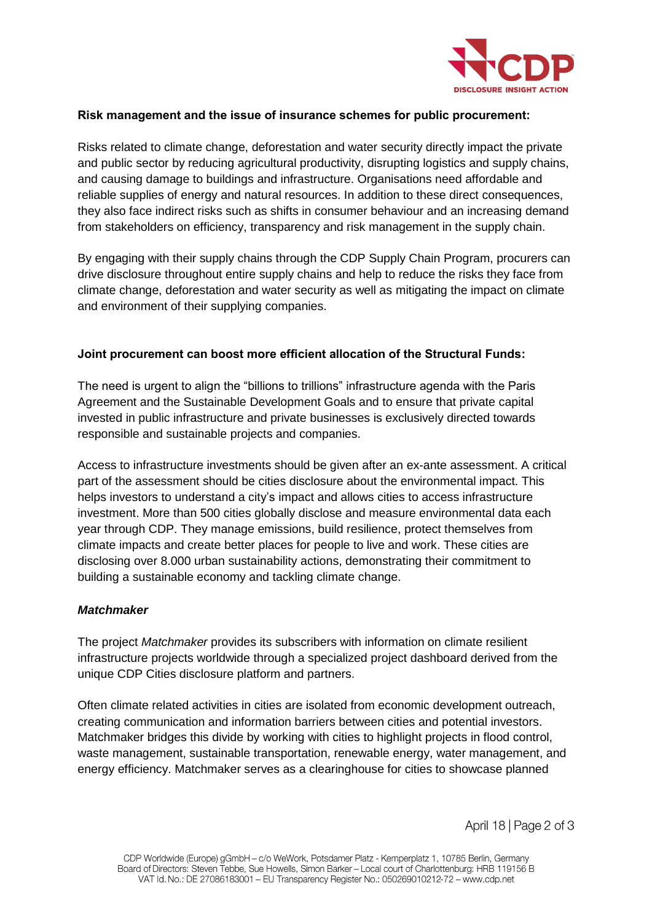**Risk management and the issue of insurance schemes for public procurement:**

Risks related to climate change, deforestation and water security directly impact the private and public sector by reducing agricultural productivity, disrupting logistics and supply chains, and causing damage to buildings and infrastructure. Organisations need affordable and reliable supplies of energy and natural resources. In addition to these direct consequences, they also face indirect risks such as shifts in consumer behaviour and an increasing demand from stakeholders on efficiency, transparency and risk management in the supply chain.

By engaging with their supply chains through the CDP Supply Chain Program, procurers can drive disclosure throughout entire supply chains and help to reduce the risks they face from climate change, deforestation and water security as well as mitigating the impact on climate and environment of their supplying companies.

**Joint procurement can boost more efficient allocation of the Structural Funds:**

The need is urgent to align the "billions to trillions" infrastructure agenda with the Paris Agreement and the Sustainable Development Goals and to ensure that private capital invested in public infrastructure and private businesses is exclusively directed towards responsible and sustainable projects and companies.

Access to infrastructure investments should be given after an ex-ante assessment. A critical part of the assessment should be cities disclosure about the environmental impact. This helps investors to understand a city's impact and allows cities to access infrastructure investment. More than 500 cities globally disclose and measure environmental data each year through CDP. They manage emissions, build resilience, protect themselves from climate impacts and create better places for people to live and work. These cities are disclosing over 8.000 urban sustainability actions, demonstrating their commitment to building a sustainable economy and tackling climate change.

***Matchmaker***

The project *Matchmaker* provides its subscribers with information on climate resilient infrastructure projects worldwide through a specialized project dashboard derived from the unique CDP Cities disclosure platform and partners.

Often climate related activities in cities are isolated from economic development outreach, creating communication and information barriers between cities and potential investors. Matchmaker bridges this divide by working with cities to highlight projects in flood control, waste management, sustainable transportation, renewable energy, water management, and energy efficiency. Matchmaker serves as a clearinghouse for cities to showcase planned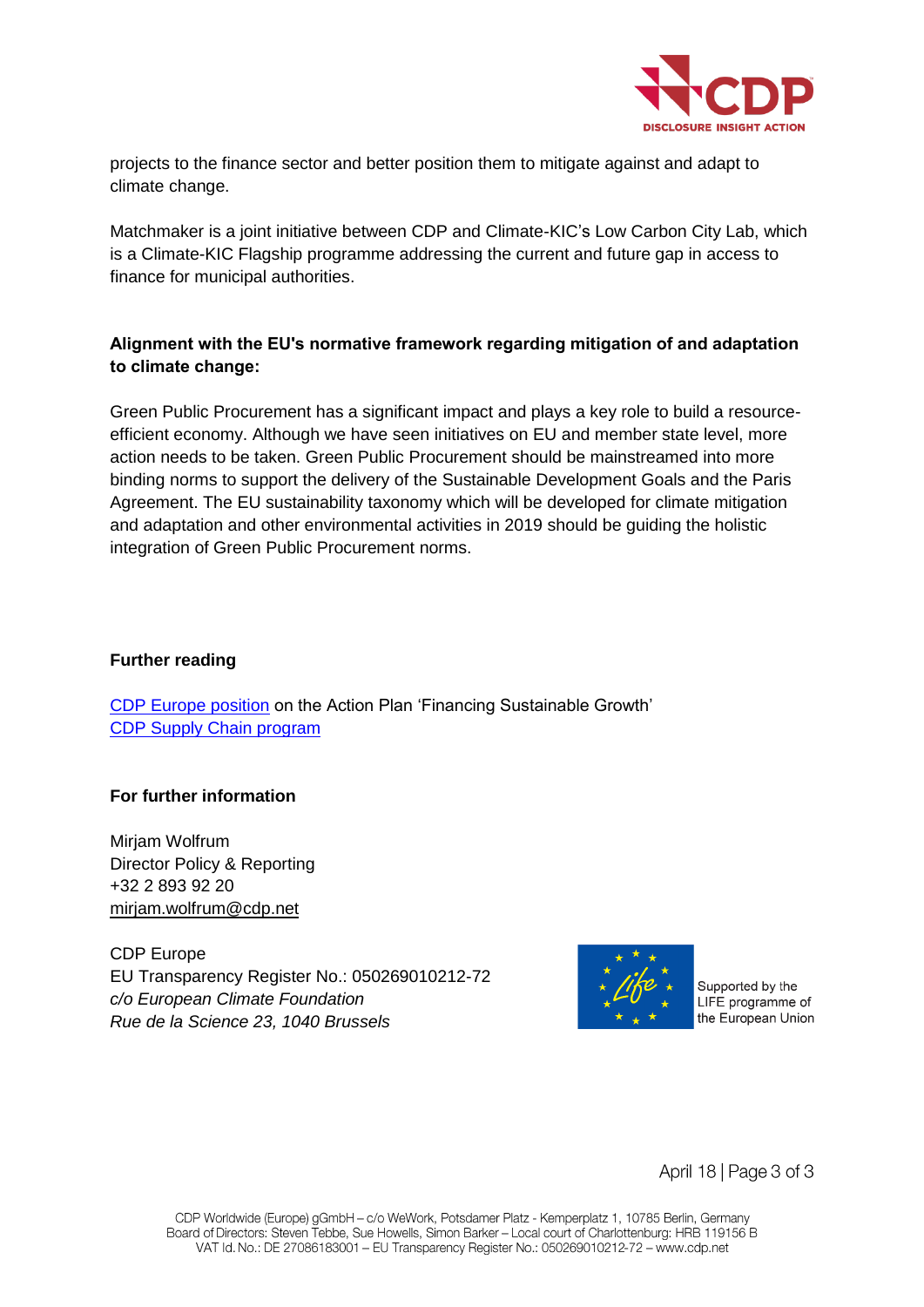projects to the finance sector and better position them to mitigate against and adapt to climate change.

Matchmaker is a joint initiative between CDP and Climate-KIC's Low Carbon City Lab, which is a Climate-KIC Flagship programme addressing the current and future gap in access to finance for municipal authorities.

**Alignment with the EU's normative framework regarding mitigation of and adaptation to climate change:**

Green Public Procurement has a significant impact and plays a key role to build a resource-efficient economy. Although we have seen initiatives on EU and member state level, more action needs to be taken. Green Public Procurement should be mainstreamed into more binding norms to support the delivery of the Sustainable Development Goals and the Paris Agreement. The EU sustainability taxonomy which will be developed for climate mitigation and adaptation and other environmental activities in 2019 should be guiding the holistic integration of Green Public Procurement norms.

**Further reading**

CDP Europe position on the Action Plan 'Financing Sustainable Growth'
CDP Supply Chain program

**For further information**

Mirjam Wolfrum
Director Policy & Reporting
+32 2 893 92 20
mirjam.wolfrum@cdp.net

CDP Europe
EU Transparency Register No.: 050269010212-72
*c/o European Climate Foundation*
*Rue de la Science 23, 1040 Brussels*

Supported by the LIFE programme of the European Union

CDP Worldwide (Europe) gGmbH – c/o WeWork, Potsdamer Platz - Kemperplatz 1, 10785 Berlin, Germany
Board of Directors: Steven Tebbe, Sue Howells, Simon Barker – Local court of Charlottenburg: HRB 119156 B
VAT Id. No.: DE 27086183001 – EU Transparency Register No.: 050269010212-72 – www.cdp.net